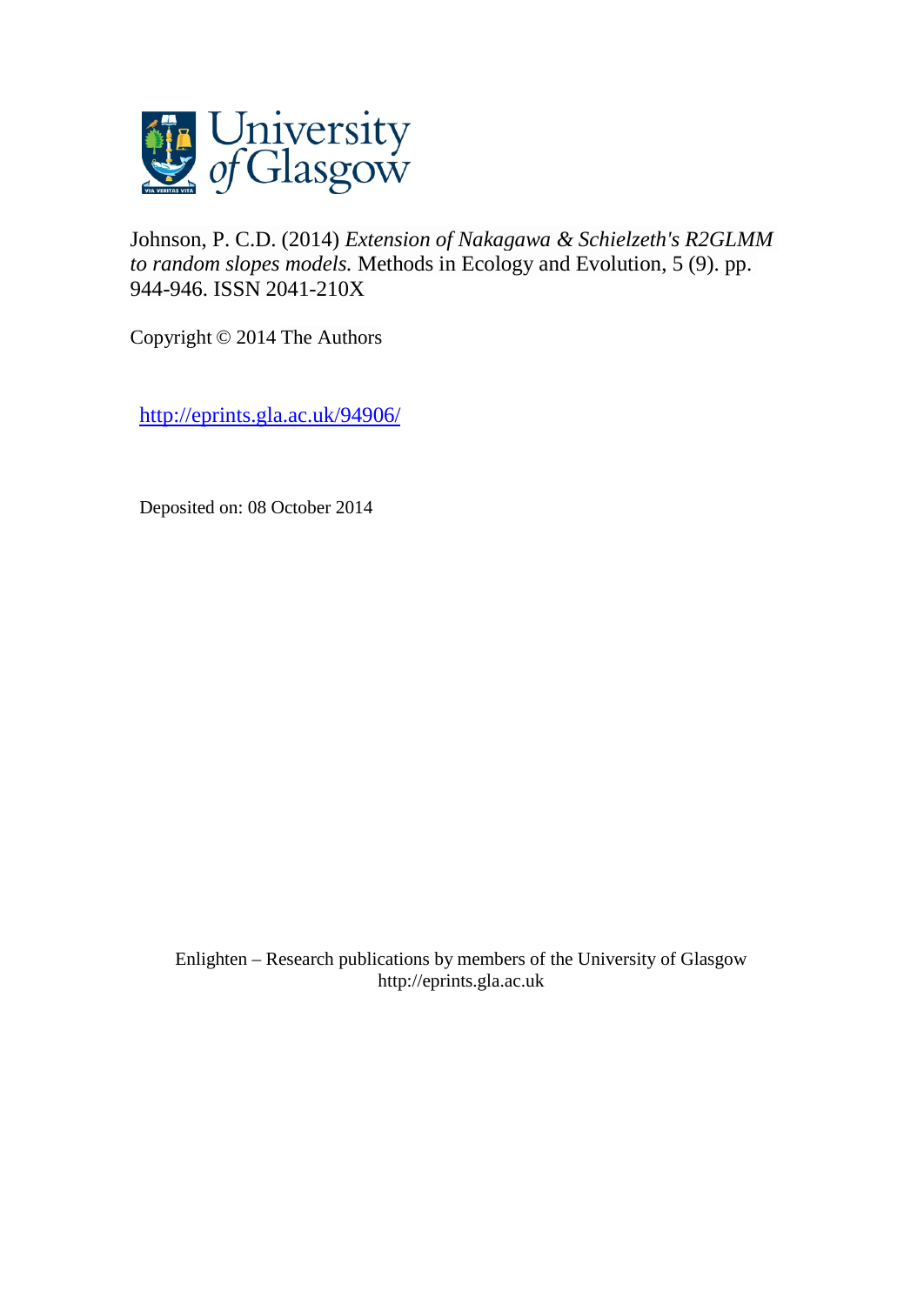University of Glasgow

Johnson, P. C.D. (2014) *Extension of Nakagawa & Schielzeth's R2GLMM to random slopes models.* Methods in Ecology and Evolution, 5 (9). pp. 944-946. ISSN 2041-210X

Copyright © 2014 The Authors

http://eprints.gla.ac.uk/94906/

Deposited on: 08 October 2014

Enlighten – Research publications by members of the University of Glasgow
http://eprints.gla.ac.uk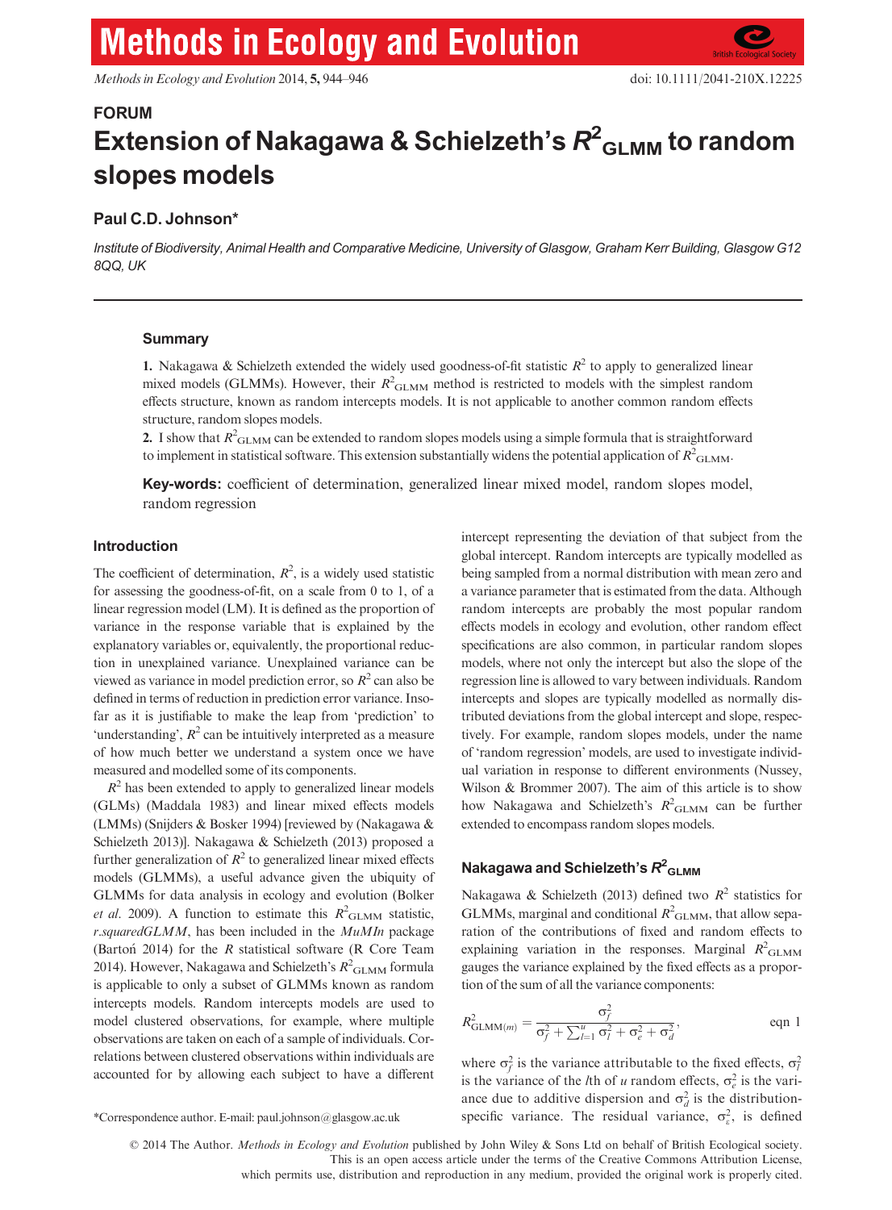# Extension of Nakagawa & Schielzeth's $R^2_{GLMM}$ to random slopes models

## Paul C.D. Johnson*

*Institute of Biodiversity, Animal Health and Comparative Medicine, University of Glasgow, Graham Kerr Building, Glasgow G12 8QQ, UK*

### Summary

**1.** Nakagawa & Schielzeth extended the widely used goodness-of-fit statistic $R^2$ to apply to generalized linear mixed models (GLMMs). However, their $R^2_{GLMM}$ method is restricted to models with the simplest random effects structure, known as random intercepts models. It is not applicable to another common random effects structure, random slopes models.

**2.** I show that $R^2_{GLMM}$ can be extended to random slopes models using a simple formula that is straightforward to implement in statistical software. This extension substantially widens the potential application of $R^2_{GLMM}$.

**Key-words:** coefficient of determination, generalized linear mixed model, random slopes model, random regression

### Introduction

The coefficient of determination, $R^2$, is a widely used statistic for assessing the goodness-of-fit, on a scale from 0 to 1, of a linear regression model (LM). It is defined as the proportion of variance in the response variable that is explained by the explanatory variables or, equivalently, the proportional reduction in unexplained variance. Unexplained variance can be viewed as variance in model prediction error, so $R^2$ can also be defined in terms of reduction in prediction error variance. Insofar as it is justifiable to make the leap from 'prediction' to 'understanding', $R^2$ can be intuitively interpreted as a measure of how much better we understand a system once we have measured and modelled some of its components.

$R^2$ has been extended to apply to generalized linear models (GLMs) (Maddala 1983) and linear mixed effects models (LMMs) (Snijders & Bosker 1994) [reviewed by (Nakagawa & Schielzeth 2013)]. Nakagawa & Schielzeth (2013) proposed a further generalization of $R^2$ to generalized linear mixed effects models (GLMMs), a useful advance given the ubiquity of GLMMs for data analysis in ecology and evolution (Bolker *et al*. 2009). A function to estimate this $R^2_{GLMM}$ statistic, *r.squaredGLMM*, has been included in the *MuMIn* package (Barton´ 2014) for the *R* statistical software (R Core Team 2014). However, Nakagawa and Schielzeth's $R^2_{GLMM}$ formula is applicable to only a subset of GLMMs known as random intercepts models. Random intercepts models are used to model clustered observations, for example, where multiple observations are taken on each of a sample of individuals. Correlations between clustered observations within individuals are accounted for by allowing each subject to have a different intercept representing the deviation of that subject from the global intercept. Random intercepts are typically modelled as being sampled from a normal distribution with mean zero and a variance parameter that is estimated from the data. Although random intercepts are probably the most popular random effects models in ecology and evolution, other random effect specifications are also common, in particular random slopes models, where not only the intercept but also the slope of the regression line is allowed to vary between individuals. Random intercepts and slopes are typically modelled as normally distributed deviations from the global intercept and slope, respectively. For example, random slopes models, under the name of 'random regression' models, are used to investigate individual variation in response to different environments (Nussey, Wilson & Brommer 2007). The aim of this article is to show how Nakagawa and Schielzeth's $R^2_{GLMM}$ can be further extended to encompass random slopes models.

### Nakagawa and Schielzeth's $R^2_{GLMM}$

Nakagawa & Schielzeth (2013) defined two $R^2$ statistics for GLMMs, marginal and conditional $R^2_{GLMM}$, that allow separation of the contributions of fixed and random effects to explaining variation in the responses. Marginal $R^2_{GLMM}$ gauges the variance explained by the fixed effects as a proportion of the sum of all the variance components:

$$R^2_{GLMM(m)} = \frac{\sigma^2_f}{\sigma^2_f + \sum_{l=1}^{u} \sigma^2_l + \sigma^2_e + \sigma^2_d}, \qquad \text{eqn 1}$$

where $\sigma^2_f$ is the variance attributable to the fixed effects, $\sigma^2_l$ is the variance of the $l$th of $u$ random effects, $\sigma^2_e$ is the variance due to additive dispersion and $\sigma^2_d$ is the distribution-specific variance. The residual variance, $\sigma^2_\varepsilon$, is defined

*Correspondence author. E-mail: paul.johnson@glasgow.ac.uk

© 2014 The Author. *Methods in Ecology and Evolution* published by John Wiley & Sons Ltd on behalf of British Ecological society. This is an open access article under the terms of the Creative Commons Attribution License, which permits use, distribution and reproduction in any medium, provided the original work is properly cited.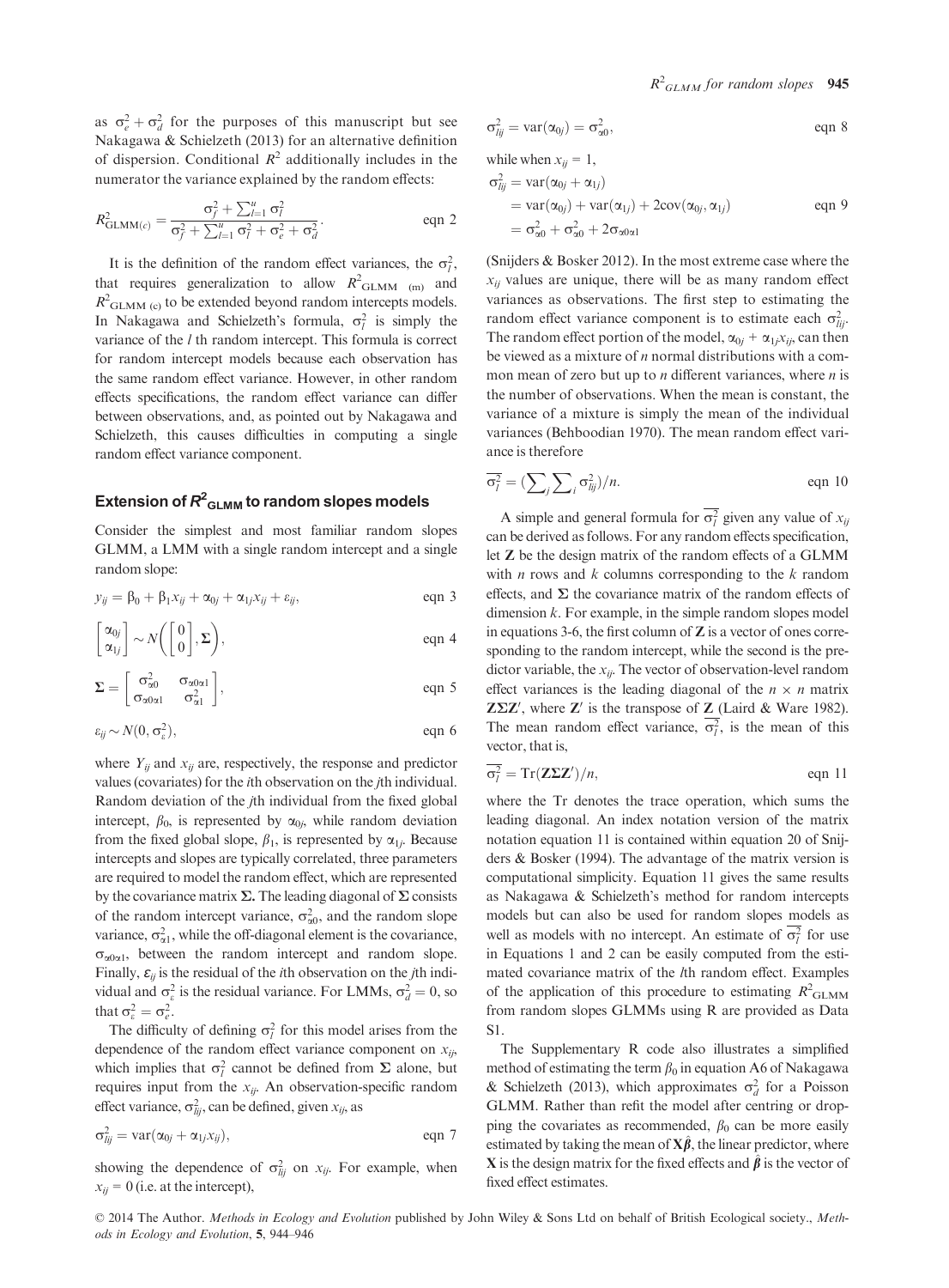as $\sigma_e^2 + \sigma_d^2$ for the purposes of this manuscript but see Nakagawa & Schielzeth (2013) for an alternative definition of dispersion. Conditional $R^2$ additionally includes in the numerator the variance explained by the random effects:

$$R^2_{\text{GLMM}(c)} = \frac{\sigma_f^2 + \sum_{l=1}^{u} \sigma_l^2}{\sigma_f^2 + \sum_{l=1}^{u} \sigma_l^2 + \sigma_e^2 + \sigma_d^2}. \qquad \text{eqn 2}$$

It is the definition of the random effect variances, the $\sigma_l^2$, that requires generalization to allow $R^2_{\text{GLMM (m)}}$ and $R^2_{\text{GLMM (c)}}$ to be extended beyond random intercepts models. In Nakagawa and Schielzeth's formula, $\sigma_l^2$ is simply the variance of the $l$ th random intercept. This formula is correct for random intercept models because each observation has the same random effect variance. However, in other random effects specifications, the random effect variance can differ between observations, and, as pointed out by Nakagawa and Schielzeth, this causes difficulties in computing a single random effect variance component.

## Extension of $R^2_{\text{GLMM}}$ to random slopes models

Consider the simplest and most familiar random slopes GLMM, a LMM with a single random intercept and a single random slope:

$$y_{ij} = \beta_0 + \beta_1 x_{ij} + \alpha_{0j} + \alpha_{1j} x_{ij} + \varepsilon_{ij}, \qquad \text{eqn 3}$$

$$\begin{bmatrix} \alpha_{0j} \\ \alpha_{1j} \end{bmatrix} \sim N\left( \begin{bmatrix} 0 \\ 0 \end{bmatrix}, \mathbf{\Sigma} \right), \qquad \text{eqn 4}$$

$$\mathbf{\Sigma} = \begin{bmatrix} \sigma_{\alpha 0}^2 & \sigma_{\alpha 0 \alpha 1} \\ \sigma_{\alpha 0 \alpha 1} & \sigma_{\alpha 1}^2 \end{bmatrix}, \qquad \text{eqn 5}$$

$$\varepsilon_{ij} \sim N(0, \sigma_\varepsilon^2), \qquad \text{eqn 6}$$

where $Y_{ij}$ and $x_{ij}$ are, respectively, the response and predictor values (covariates) for the $i$th observation on the $j$th individual. Random deviation of the $j$th individual from the fixed global intercept, $\beta_0$, is represented by $\alpha_{0j}$, while random deviation from the fixed global slope, $\beta_1$, is represented by $\alpha_{1j}$. Because intercepts and slopes are typically correlated, three parameters are required to model the random effect, which are represented by the covariance matrix $\mathbf{\Sigma}$. The leading diagonal of $\mathbf{\Sigma}$ consists of the random intercept variance, $\sigma_{\alpha 0}^2$, and the random slope variance, $\sigma_{\alpha 1}^2$, while the off-diagonal element is the covariance, $\sigma_{\alpha 0 \alpha 1}$, between the random intercept and random slope. Finally, $\varepsilon_{ij}$ is the residual of the $i$th observation on the $j$th individual and $\sigma_\varepsilon^2$ is the residual variance. For LMMs, $\sigma_d^2 = 0$, so that $\sigma_\varepsilon^2 = \sigma_e^2$.

The difficulty of defining $\sigma_l^2$ for this model arises from the dependence of the random effect variance component on $x_{ij}$, which implies that $\sigma_l^2$ cannot be defined from $\mathbf{\Sigma}$ alone, but requires input from the $x_{ij}$. An observation-specific random effect variance, $\sigma_{lij}^2$, can be defined, given $x_{ij}$, as

$$\sigma_{lij}^2 = \text{var}(\alpha_{0j} + \alpha_{1j} x_{ij}), \qquad \text{eqn 7}$$

showing the dependence of $\sigma_{lij}^2$ on $x_{ij}$. For example, when $x_{ij} = 0$ (i.e. at the intercept),

$$\sigma_{lij}^2 = \text{var}(\alpha_{0j}) = \sigma_{\alpha 0}^2, \qquad \text{eqn 8}$$

while when $x_{ij} = 1$,

$$\begin{aligned} \sigma_{lij}^2 &= \text{var}(\alpha_{0j} + \alpha_{1j}) \\ &= \text{var}(\alpha_{0j}) + \text{var}(\alpha_{1j}) + 2\text{cov}(\alpha_{0j}, \alpha_{1j}) \\ &= \sigma_{\alpha 0}^2 + \sigma_{\alpha 0}^2 + 2\sigma_{\alpha 0 \alpha 1} \end{aligned} \qquad \text{eqn 9}$$

(Snijders & Bosker 2012). In the most extreme case where the $x_{ij}$ values are unique, there will be as many random effect variances as observations. The first step to estimating the random effect variance component is to estimate each $\sigma_{lij}^2$. The random effect portion of the model, $\alpha_{0j} + \alpha_{1j} x_{ij}$, can then be viewed as a mixture of $n$ normal distributions with a common mean of zero but up to $n$ different variances, where $n$ is the number of observations. When the mean is constant, the variance of a mixture is simply the mean of the individual variances (Behboodian 1970). The mean random effect variance is therefore

$$\overline{\sigma_l^2} = \left(\sum_j \sum_i \sigma_{lij}^2\right)/n. \qquad \text{eqn 10}$$

A simple and general formula for $\overline{\sigma_l^2}$ given any value of $x_{ij}$ can be derived as follows. For any random effects specification, let $\mathbf{Z}$ be the design matrix of the random effects of a GLMM with $n$ rows and $k$ columns corresponding to the $k$ random effects, and $\mathbf{\Sigma}$ the covariance matrix of the random effects of dimension $k$. For example, in the simple random slopes model in equations 3-6, the first column of $\mathbf{Z}$ is a vector of ones corresponding to the random intercept, while the second is the predictor variable, the $x_{ij}$. The vector of observation-level random effect variances is the leading diagonal of the $n \times n$ matrix $\mathbf{Z\Sigma Z}'$, where $\mathbf{Z}'$ is the transpose of $\mathbf{Z}$ (Laird & Ware 1982). The mean random effect variance, $\overline{\sigma_l^2}$, is the mean of this vector, that is,

$$\overline{\sigma_l^2} = \text{Tr}(\mathbf{Z\Sigma Z}')/n, \qquad \text{eqn 11}$$

where the Tr denotes the trace operation, which sums the leading diagonal. An index notation version of the matrix notation equation 11 is contained within equation 20 of Snijders & Bosker (1994). The advantage of the matrix version is computational simplicity. Equation 11 gives the same results as Nakagawa & Schielzeth's method for random intercepts models but can also be used for random slopes models as well as models with no intercept. An estimate of $\overline{\sigma_l^2}$ for use in Equations 1 and 2 can be easily computed from the estimated covariance matrix of the $l$th random effect. Examples of the application of this procedure to estimating $R^2_{\text{GLMM}}$ from random slopes GLMMs using R are provided as Data S1.

The Supplementary R code also illustrates a simplified method of estimating the term $\beta_0$ in equation A6 of Nakagawa & Schielzeth (2013), which approximates $\sigma_d^2$ for a Poisson GLMM. Rather than refit the model after centring or dropping the covariates as recommended, $\beta_0$ can be more easily estimated by taking the mean of $\mathbf{X}\hat{\boldsymbol{\beta}}$, the linear predictor, where $\mathbf{X}$ is the design matrix for the fixed effects and $\hat{\boldsymbol{\beta}}$ is the vector of fixed effect estimates.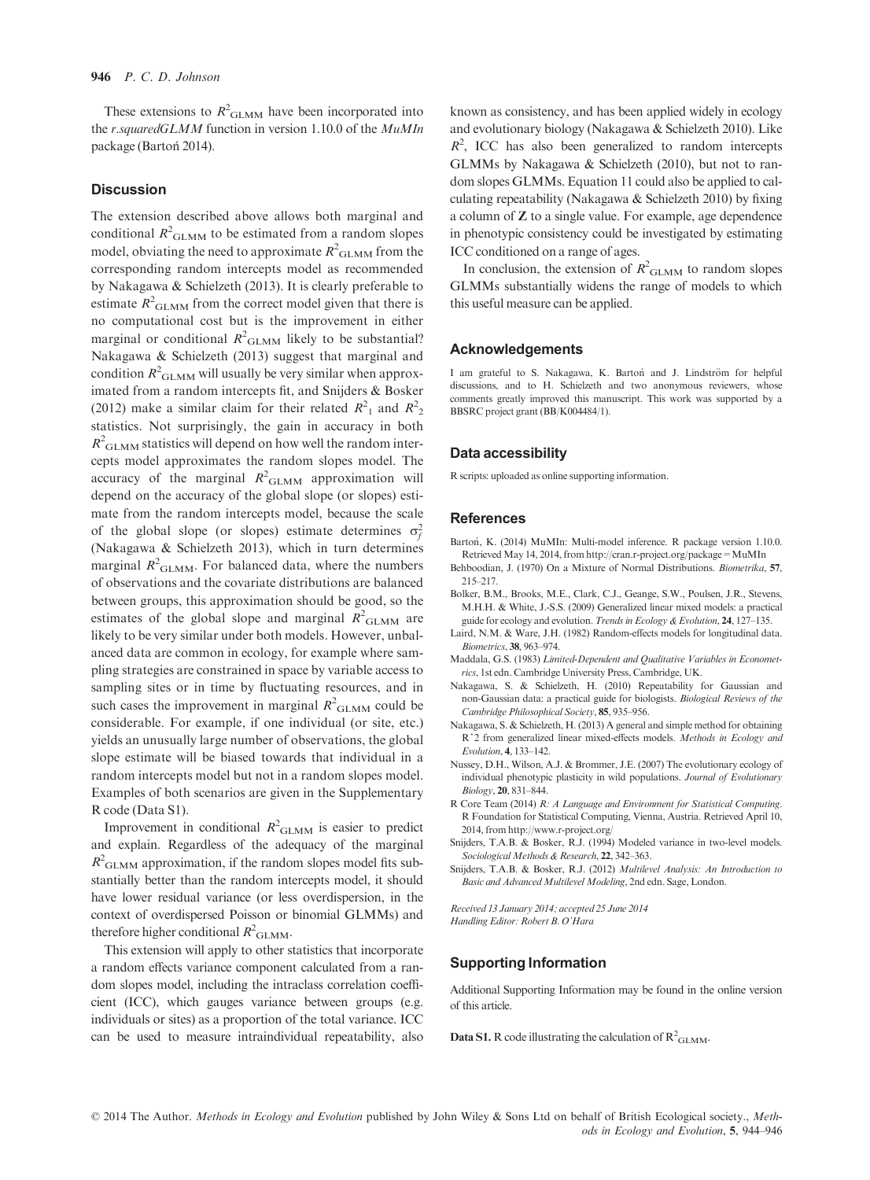These extensions to $R^2_{\mathrm{GLMM}}$ have been incorporated into the *r.squaredGLMM* function in version 1.10.0 of the *MuMIn* package (Bartoń 2014).

## Discussion

The extension described above allows both marginal and conditional $R^2_{\mathrm{GLMM}}$ to be estimated from a random slopes model, obviating the need to approximate $R^2_{\mathrm{GLMM}}$ from the corresponding random intercepts model as recommended by Nakagawa & Schielzeth (2013). It is clearly preferable to estimate $R^2_{\mathrm{GLMM}}$ from the correct model given that there is no computational cost but is the improvement in either marginal or conditional $R^2_{\mathrm{GLMM}}$ likely to be substantial? Nakagawa & Schielzeth (2013) suggest that marginal and condition $R^2_{\mathrm{GLMM}}$ will usually be very similar when approximated from a random intercepts fit, and Snijders & Bosker (2012) make a similar claim for their related $R^2_1$ and $R^2_2$ statistics. Not surprisingly, the gain in accuracy in both $R^2_{\mathrm{GLMM}}$ statistics will depend on how well the random intercepts model approximates the random slopes model. The accuracy of the marginal $R^2_{\mathrm{GLMM}}$ approximation will depend on the accuracy of the global slope (or slopes) estimate from the random intercepts model, because the scale of the global slope (or slopes) estimate determines $\sigma^2_f$ (Nakagawa & Schielzeth 2013), which in turn determines marginal $R^2_{\mathrm{GLMM}}$. For balanced data, where the numbers of observations and the covariate distributions are balanced between groups, this approximation should be good, so the estimates of the global slope and marginal $R^2_{\mathrm{GLMM}}$ are likely to be very similar under both models. However, unbalanced data are common in ecology, for example where sampling strategies are constrained in space by variable access to sampling sites or in time by fluctuating resources, and in such cases the improvement in marginal $R^2_{\mathrm{GLMM}}$ could be considerable. For example, if one individual (or site, etc.) yields an unusually large number of observations, the global slope estimate will be biased towards that individual in a random intercepts model but not in a random slopes model. Examples of both scenarios are given in the Supplementary R code (Data S1).

Improvement in conditional $R^2_{\mathrm{GLMM}}$ is easier to predict and explain. Regardless of the adequacy of the marginal $R^2_{\mathrm{GLMM}}$ approximation, if the random slopes model fits substantially better than the random intercepts model, it should have lower residual variance (or less overdispersion, in the context of overdispersed Poisson or binomial GLMMs) and therefore higher conditional $R^2_{\mathrm{GLMM}}$.

This extension will apply to other statistics that incorporate a random effects variance component calculated from a random slopes model, including the intraclass correlation coefficient (ICC), which gauges variance between groups (e.g. individuals or sites) as a proportion of the total variance. ICC can be used to measure intraindividual repeatability, also known as consistency, and has been applied widely in ecology and evolutionary biology (Nakagawa & Schielzeth 2010). Like $R^2$, ICC has also been generalized to random intercepts GLMMs by Nakagawa & Schielzeth (2010), but not to random slopes GLMMs. Equation 11 could also be applied to calculating repeatability (Nakagawa & Schielzeth 2010) by fixing a column of $\mathbf{Z}$ to a single value. For example, age dependence in phenotypic consistency could be investigated by estimating ICC conditioned on a range of ages.

In conclusion, the extension of $R^2_{\mathrm{GLMM}}$ to random slopes GLMMs substantially widens the range of models to which this useful measure can be applied.

## Acknowledgements

I am grateful to S. Nakagawa, K. Bartoń and J. Lindström for helpful discussions, and to H. Schielzeth and two anonymous reviewers, whose comments greatly improved this manuscript. This work was supported by a BBSRC project grant (BB/K004484/1).

## Data accessibility

R scripts: uploaded as online supporting information.

## References

Bartoń, K. (2014) MuMIn: Multi-model inference. R package version 1.10.0. Retrieved May 14, 2014, from http://cran.r-project.org/package = MuMIn

Behboodian, J. (1970) On a Mixture of Normal Distributions. *Biometrika*, **57**, 215–217.

Bolker, B.M., Brooks, M.E., Clark, C.J., Geange, S.W., Poulsen, J.R., Stevens, M.H.H. & White, J.-S.S. (2009) Generalized linear mixed models: a practical guide for ecology and evolution. *Trends in Ecology & Evolution*, **24**, 127–135.

Laird, N.M. & Ware, J.H. (1982) Random-effects models for longitudinal data. *Biometrics*, **38**, 963–974.

Maddala, G.S. (1983) *Limited-Dependent and Qualitative Variables in Econometrics*, 1st edn. Cambridge University Press, Cambridge, UK.

Nakagawa, S. & Schielzeth, H. (2010) Repeatability for Gaussian and non-Gaussian data: a practical guide for biologists. *Biological Reviews of the Cambridge Philosophical Society*, **85**, 935–956.

Nakagawa, S. & Schielzeth, H. (2013) A general and simple method for obtaining R^2 from generalized linear mixed-effects models. *Methods in Ecology and Evolution*, **4**, 133–142.

Nussey, D.H., Wilson, A.J. & Brommer, J.E. (2007) The evolutionary ecology of individual phenotypic plasticity in wild populations. *Journal of Evolutionary Biology*, **20**, 831–844.

R Core Team (2014) *R: A Language and Environment for Statistical Computing*. R Foundation for Statistical Computing, Vienna, Austria. Retrieved April 10, 2014, from http://www.r-project.org/

Snijders, T.A.B. & Bosker, R.J. (1994) Modeled variance in two-level models. *Sociological Methods & Research*, **22**, 342–363.

Snijders, T.A.B. & Bosker, R.J. (2012) *Multilevel Analysis: An Introduction to Basic and Advanced Multilevel Modeling*, 2nd edn. Sage, London.

*Received 13 January 2014; accepted 25 June 2014*
*Handling Editor: Robert B. O'Hara*

## Supporting Information

Additional Supporting Information may be found in the online version of this article.

**Data S1.** R code illustrating the calculation of $R^2_{\mathrm{GLMM}}$.